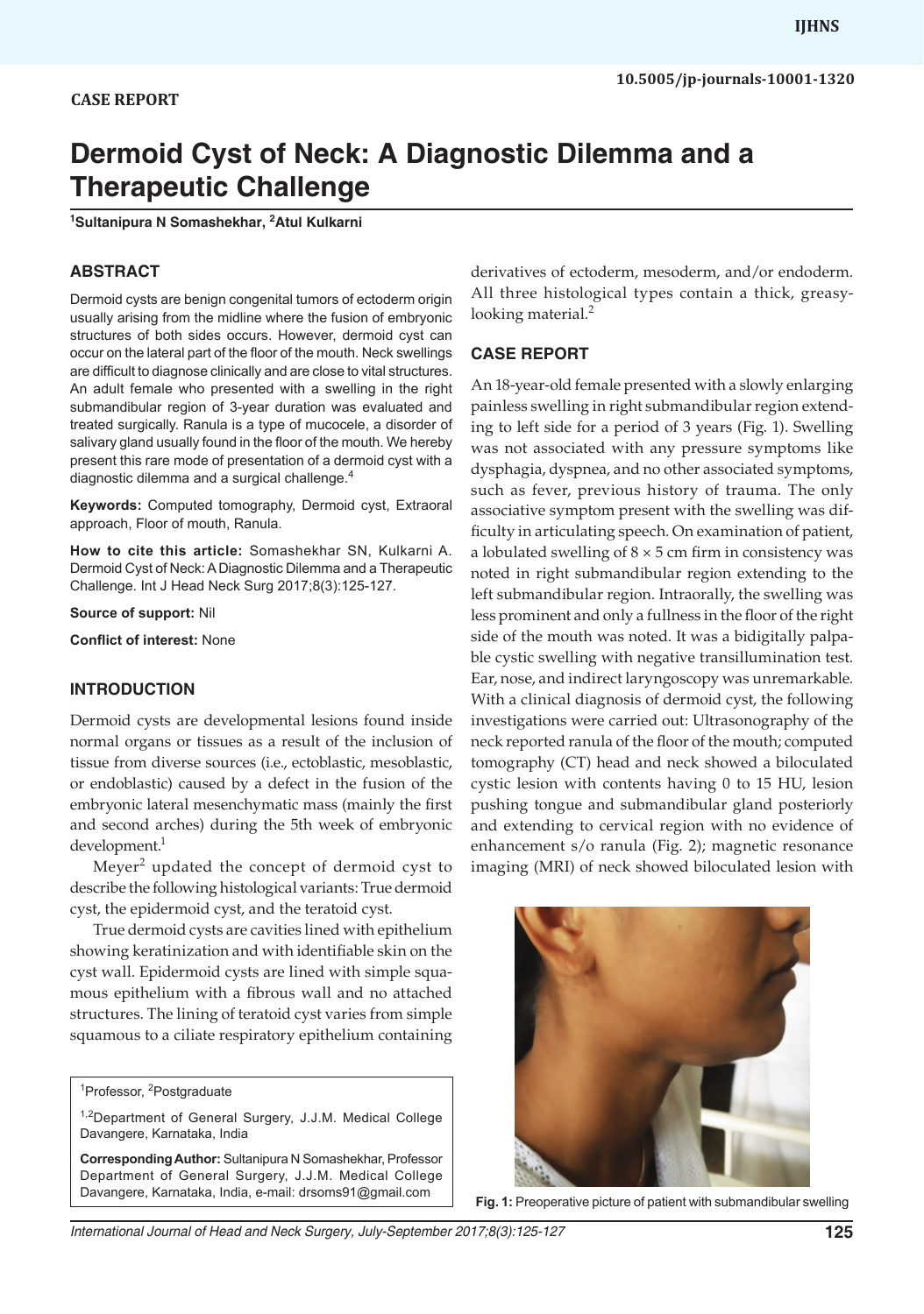CASE REPORT

# Dermoid Cyst of Neck: A Diagnostic Dilemma and a Therapeutic Challenge

[1]Sultanipura N Somashekhar, [2]Atul Kulkarni

## ABSTRACT

Dermoid cysts are benign congenital tumors of ectoderm origin usually arising from the midline where the fusion of embryonic structures of both sides occurs. However, dermoid cyst can occur on the lateral part of the floor of the mouth. Neck swellings are difficult to diagnose clinically and are close to vital structures. An adult female who presented with a swelling in the right submandibular region of 3-year duration was evaluated and treated surgically. Ranula is a type of mucocele, a disorder of salivary gland usually found in the floor of the mouth. We hereby present this rare mode of presentation of a dermoid cyst with a diagnostic dilemma and a surgical challenge.[4]

**Keywords:** Computed tomography, Dermoid cyst, Extraoral approach, Floor of mouth, Ranula.

**How to cite this article:** Somashekhar SN, Kulkarni A. Dermoid Cyst of Neck: A Diagnostic Dilemma and a Therapeutic Challenge. Int J Head Neck Surg 2017;8(3):125-127.

**Source of support:** Nil

**Conflict of interest:** None

## INTRODUCTION

Dermoid cysts are developmental lesions found inside normal organs or tissues as a result of the inclusion of tissue from diverse sources (i.e., ectoblastic, mesoblastic, or endoblastic) caused by a defect in the fusion of the embryonic lateral mesenchymatic mass (mainly the first and second arches) during the 5th week of embryonic development.[1]

Meyer[2] updated the concept of dermoid cyst to describe the following histological variants: True dermoid cyst, the epidermoid cyst, and the teratoid cyst.

True dermoid cysts are cavities lined with epithelium showing keratinization and with identifiable skin on the cyst wall. Epidermoid cysts are lined with simple squamous epithelium with a fibrous wall and no attached structures. The lining of teratoid cyst varies from simple squamous to a ciliate respiratory epithelium containing derivatives of ectoderm, mesoderm, and/or endoderm. All three histological types contain a thick, greasy-looking material.[2]

[1]Professor, [2]Postgraduate

[1,2]Department of General Surgery, J.J.M. Medical College Davangere, Karnataka, India

**Corresponding Author:** Sultanipura N Somashekhar, Professor Department of General Surgery, J.J.M. Medical College Davangere, Karnataka, India, e-mail: drsoms91@gmail.com

## CASE REPORT

An 18-year-old female presented with a slowly enlarging painless swelling in right submandibular region extending to left side for a period of 3 years (Fig. 1). Swelling was not associated with any pressure symptoms like dysphagia, dyspnea, and no other associated symptoms, such as fever, previous history of trauma. The only associative symptom present with the swelling was difficulty in articulating speech. On examination of patient, a lobulated swelling of 8 × 5 cm firm in consistency was noted in right submandibular region extending to the left submandibular region. Intraorally, the swelling was less prominent and only a fullness in the floor of the right side of the mouth was noted. It was a bidigitally palpable cystic swelling with negative transillumination test. Ear, nose, and indirect laryngoscopy was unremarkable. With a clinical diagnosis of dermoid cyst, the following investigations were carried out: Ultrasonography of the neck reported ranula of the floor of the mouth; computed tomography (CT) head and neck showed a biloculated cystic lesion with contents having 0 to 15 HU, lesion pushing tongue and submandibular gland posteriorly and extending to cervical region with no evidence of enhancement s/o ranula (Fig. 2); magnetic resonance imaging (MRI) of neck showed biloculated lesion with

**Fig. 1:** Preoperative picture of patient with submandibular swelling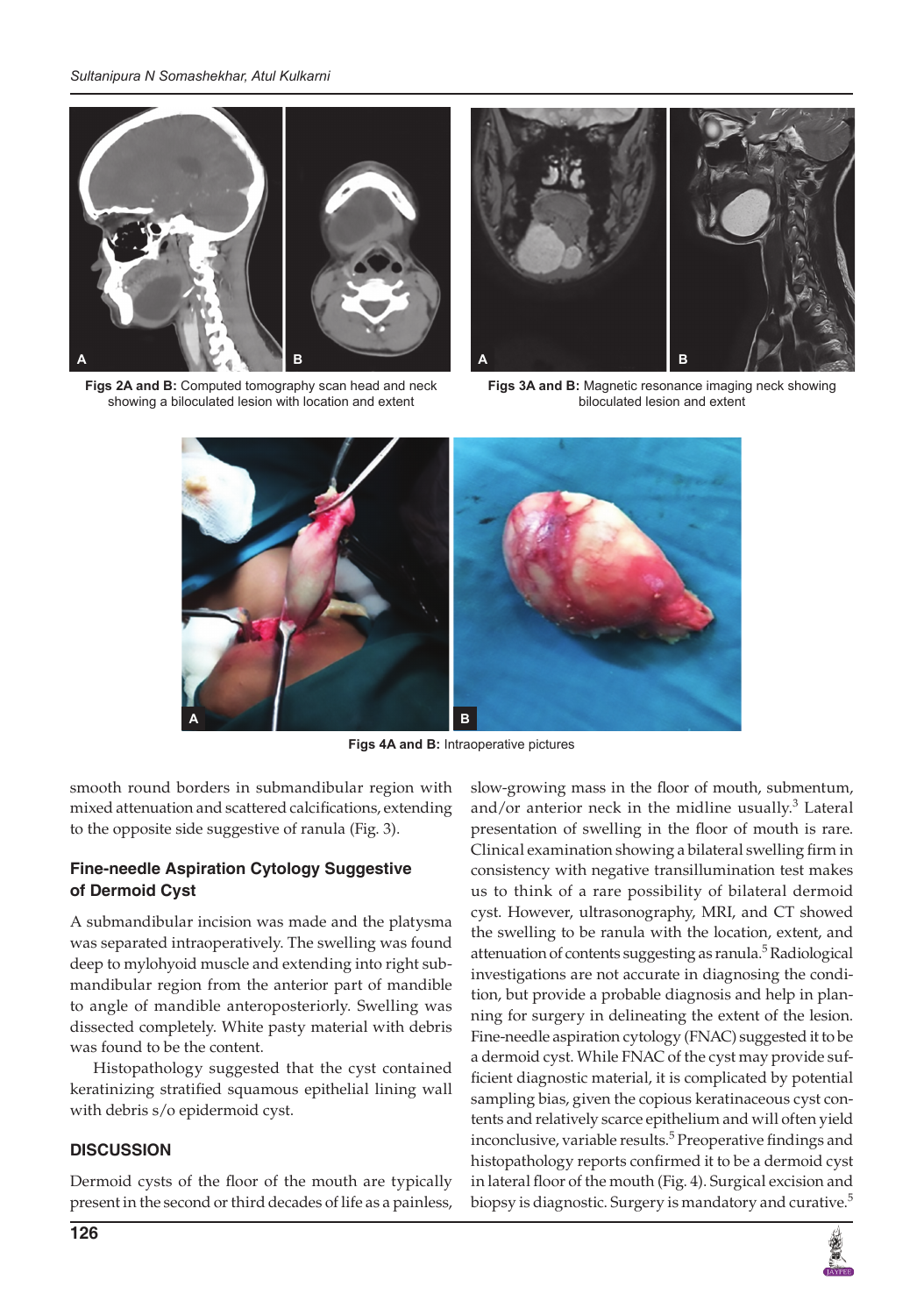Figs 2A and B: Computed tomography scan head and neck showing a biloculated lesion with location and extent

Figs 3A and B: Magnetic resonance imaging neck showing biloculated lesion and extent

Figs 4A and B: Intraoperative pictures

smooth round borders in submandibular region with mixed attenuation and scattered calcifications, extending to the opposite side suggestive of ranula (Fig. 3).

### Fine-needle Aspiration Cytology Suggestive of Dermoid Cyst

A submandibular incision was made and the platysma was separated intraoperatively. The swelling was found deep to mylohyoid muscle and extending into right submandibular region from the anterior part of mandible to angle of mandible anteroposteriorly. Swelling was dissected completely. White pasty material with debris was found to be the content.

Histopathology suggested that the cyst contained keratinizing stratified squamous epithelial lining wall with debris s/o epidermoid cyst.

## DISCUSSION

Dermoid cysts of the floor of the mouth are typically present in the second or third decades of life as a painless, slow-growing mass in the floor of mouth, submentum, and/or anterior neck in the midline usually.[3] Lateral presentation of swelling in the floor of mouth is rare. Clinical examination showing a bilateral swelling firm in consistency with negative transillumination test makes us to think of a rare possibility of bilateral dermoid cyst. However, ultrasonography, MRI, and CT showed the swelling to be ranula with the location, extent, and attenuation of contents suggesting as ranula.[5] Radiological investigations are not accurate in diagnosing the condition, but provide a probable diagnosis and help in planning for surgery in delineating the extent of the lesion. Fine-needle aspiration cytology (FNAC) suggested it to be a dermoid cyst. While FNAC of the cyst may provide sufficient diagnostic material, it is complicated by potential sampling bias, given the copious keratinaceous cyst contents and relatively scarce epithelium and will often yield inconclusive, variable results.[5] Preoperative findings and histopathology reports confirmed it to be a dermoid cyst in lateral floor of the mouth (Fig. 4). Surgical excision and biopsy is diagnostic. Surgery is mandatory and curative.[5]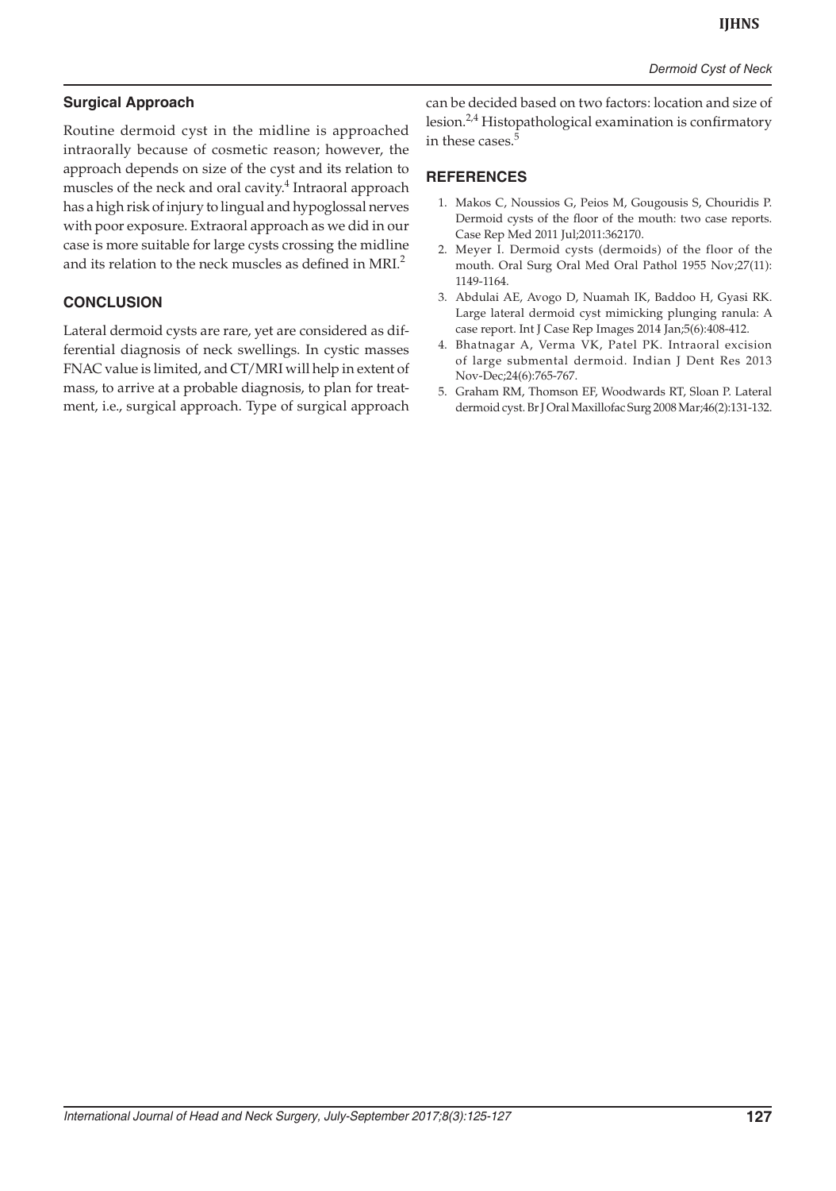## Surgical Approach

Routine dermoid cyst in the midline is approached intraorally because of cosmetic reason; however, the approach depends on size of the cyst and its relation to muscles of the neck and oral cavity.[4] Intraoral approach has a high risk of injury to lingual and hypoglossal nerves with poor exposure. Extraoral approach as we did in our case is more suitable for large cysts crossing the midline and its relation to the neck muscles as defined in MRI.[2]

## CONCLUSION

Lateral dermoid cysts are rare, yet are considered as differential diagnosis of neck swellings. In cystic masses FNAC value is limited, and CT/MRI will help in extent of mass, to arrive at a probable diagnosis, to plan for treatment, i.e., surgical approach. Type of surgical approach can be decided based on two factors: location and size of lesion.[2,4] Histopathological examination is confirmatory in these cases.[5]

## REFERENCES

1. Makos C, Noussios G, Peios M, Gougousis S, Chouridis P. Dermoid cysts of the floor of the mouth: two case reports. Case Rep Med 2011 Jul;2011:362170.
2. Meyer I. Dermoid cysts (dermoids) of the floor of the mouth. Oral Surg Oral Med Oral Pathol 1955 Nov;27(11): 1149-1164.
3. Abdulai AE, Avogo D, Nuamah IK, Baddoo H, Gyasi RK. Large lateral dermoid cyst mimicking plunging ranula: A case report. Int J Case Rep Images 2014 Jan;5(6):408-412.
4. Bhatnagar A, Verma VK, Patel PK. Intraoral excision of large submental dermoid. Indian J Dent Res 2013 Nov-Dec;24(6):765-767.
5. Graham RM, Thomson EF, Woodwards RT, Sloan P. Lateral dermoid cyst. Br J Oral Maxillofac Surg 2008 Mar;46(2):131-132.